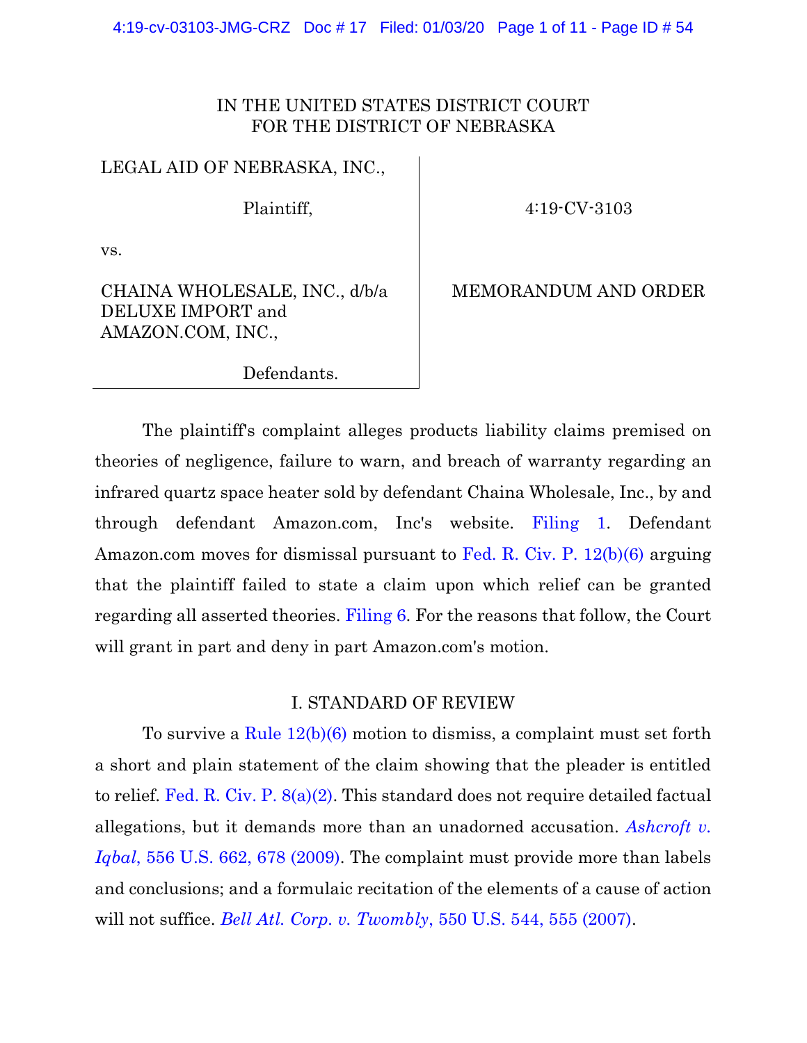IN THE UNITED STATES DISTRICT COURT
FOR THE DISTRICT OF NEBRASKA

| | |
|---|---|
| LEGAL AID OF NEBRASKA, INC., Plaintiff, | 4:19-CV-3103 |
| vs. | |
| CHAINA WHOLESALE, INC., d/b/a DELUXE IMPORT and AMAZON.COM, INC., Defendants. | MEMORANDUM AND ORDER |

The plaintiff's complaint alleges products liability claims premised on theories of negligence, failure to warn, and breach of warranty regarding an infrared quartz space heater sold by defendant Chaina Wholesale, Inc., by and through defendant Amazon.com, Inc's website. Filing 1. Defendant Amazon.com moves for dismissal pursuant to Fed. R. Civ. P. 12(b)(6) arguing that the plaintiff failed to state a claim upon which relief can be granted regarding all asserted theories. Filing 6. For the reasons that follow, the Court will grant in part and deny in part Amazon.com's motion.

## I. STANDARD OF REVIEW

To survive a Rule 12(b)(6) motion to dismiss, a complaint must set forth a short and plain statement of the claim showing that the pleader is entitled to relief. Fed. R. Civ. P. 8(a)(2). This standard does not require detailed factual allegations, but it demands more than an unadorned accusation. *Ashcroft v. Iqbal*, 556 U.S. 662, 678 (2009). The complaint must provide more than labels and conclusions; and a formulaic recitation of the elements of a cause of action will not suffice. *Bell Atl. Corp. v. Twombly*, 550 U.S. 544, 555 (2007).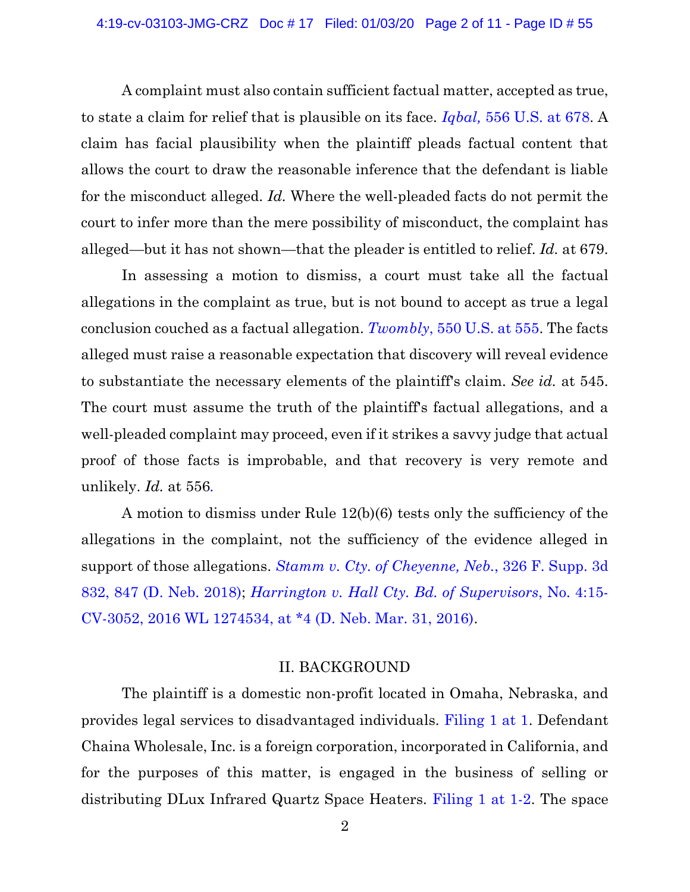A complaint must also contain sufficient factual matter, accepted as true, to state a claim for relief that is plausible on its face. *Iqbal,* 556 U.S. at 678. A claim has facial plausibility when the plaintiff pleads factual content that allows the court to draw the reasonable inference that the defendant is liable for the misconduct alleged. *Id.* Where the well-pleaded facts do not permit the court to infer more than the mere possibility of misconduct, the complaint has alleged—but it has not shown—that the pleader is entitled to relief. *Id.* at 679.

In assessing a motion to dismiss, a court must take all the factual allegations in the complaint as true, but is not bound to accept as true a legal conclusion couched as a factual allegation. *Twombly*, 550 U.S. at 555. The facts alleged must raise a reasonable expectation that discovery will reveal evidence to substantiate the necessary elements of the plaintiff's claim. *See id.* at 545. The court must assume the truth of the plaintiff's factual allegations, and a well-pleaded complaint may proceed, even if it strikes a savvy judge that actual proof of those facts is improbable, and that recovery is very remote and unlikely. *Id.* at 556.

A motion to dismiss under Rule 12(b)(6) tests only the sufficiency of the allegations in the complaint, not the sufficiency of the evidence alleged in support of those allegations. *Stamm v. Cty. of Cheyenne, Neb.*, 326 F. Supp. 3d 832, 847 (D. Neb. 2018); *Harrington v. Hall Cty. Bd. of Supervisors*, No. 4:15-CV-3052, 2016 WL 1274534, at *4 (D. Neb. Mar. 31, 2016).

## II. BACKGROUND

The plaintiff is a domestic non-profit located in Omaha, Nebraska, and provides legal services to disadvantaged individuals. Filing 1 at 1. Defendant Chaina Wholesale, Inc. is a foreign corporation, incorporated in California, and for the purposes of this matter, is engaged in the business of selling or distributing DLux Infrared Quartz Space Heaters. Filing 1 at 1-2. The space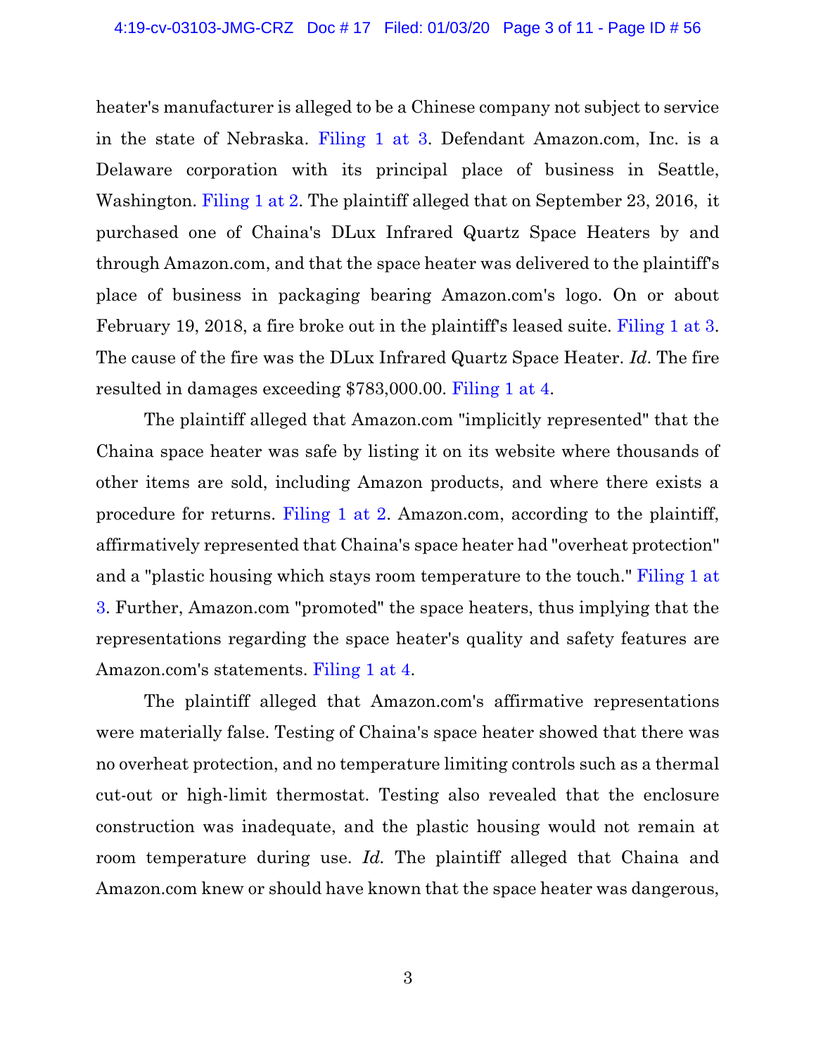heater's manufacturer is alleged to be a Chinese company not subject to service in the state of Nebraska. Filing 1 at 3. Defendant Amazon.com, Inc. is a Delaware corporation with its principal place of business in Seattle, Washington. Filing 1 at 2. The plaintiff alleged that on September 23, 2016, it purchased one of Chaina's DLux Infrared Quartz Space Heaters by and through Amazon.com, and that the space heater was delivered to the plaintiff's place of business in packaging bearing Amazon.com's logo. On or about February 19, 2018, a fire broke out in the plaintiff's leased suite. Filing 1 at 3. The cause of the fire was the DLux Infrared Quartz Space Heater. *Id*. The fire resulted in damages exceeding $783,000.00. Filing 1 at 4.

The plaintiff alleged that Amazon.com "implicitly represented" that the Chaina space heater was safe by listing it on its website where thousands of other items are sold, including Amazon products, and where there exists a procedure for returns. Filing 1 at 2. Amazon.com, according to the plaintiff, affirmatively represented that Chaina's space heater had "overheat protection" and a "plastic housing which stays room temperature to the touch." Filing 1 at 3. Further, Amazon.com "promoted" the space heaters, thus implying that the representations regarding the space heater's quality and safety features are Amazon.com's statements. Filing 1 at 4.

The plaintiff alleged that Amazon.com's affirmative representations were materially false. Testing of Chaina's space heater showed that there was no overheat protection, and no temperature limiting controls such as a thermal cut-out or high-limit thermostat. Testing also revealed that the enclosure construction was inadequate, and the plastic housing would not remain at room temperature during use. *Id.* The plaintiff alleged that Chaina and Amazon.com knew or should have known that the space heater was dangerous,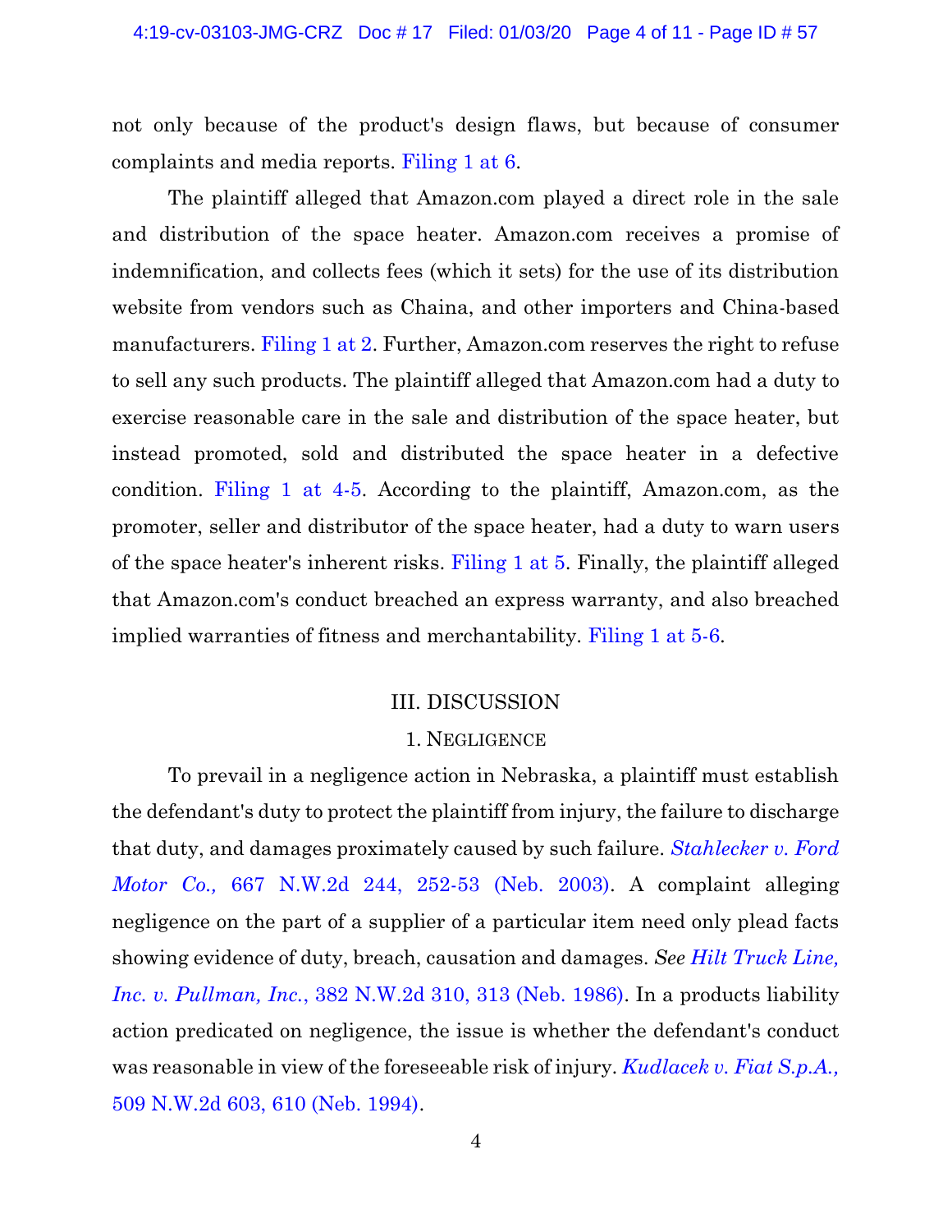not only because of the product's design flaws, but because of consumer complaints and media reports. Filing 1 at 6.

The plaintiff alleged that Amazon.com played a direct role in the sale and distribution of the space heater. Amazon.com receives a promise of indemnification, and collects fees (which it sets) for the use of its distribution website from vendors such as Chaina, and other importers and China-based manufacturers. Filing 1 at 2. Further, Amazon.com reserves the right to refuse to sell any such products. The plaintiff alleged that Amazon.com had a duty to exercise reasonable care in the sale and distribution of the space heater, but instead promoted, sold and distributed the space heater in a defective condition. Filing 1 at 4-5. According to the plaintiff, Amazon.com, as the promoter, seller and distributor of the space heater, had a duty to warn users of the space heater's inherent risks. Filing 1 at 5. Finally, the plaintiff alleged that Amazon.com's conduct breached an express warranty, and also breached implied warranties of fitness and merchantability. Filing 1 at 5-6.

## III. DISCUSSION

### 1. NEGLIGENCE

To prevail in a negligence action in Nebraska, a plaintiff must establish the defendant's duty to protect the plaintiff from injury, the failure to discharge that duty, and damages proximately caused by such failure. *Stahlecker v. Ford Motor Co.,* 667 N.W.2d 244, 252-53 (Neb. 2003). A complaint alleging negligence on the part of a supplier of a particular item need only plead facts showing evidence of duty, breach, causation and damages. *See Hilt Truck Line, Inc. v. Pullman, Inc.*, 382 N.W.2d 310, 313 (Neb. 1986). In a products liability action predicated on negligence, the issue is whether the defendant's conduct was reasonable in view of the foreseeable risk of injury. *Kudlacek v. Fiat S.p.A.,* 509 N.W.2d 603, 610 (Neb. 1994).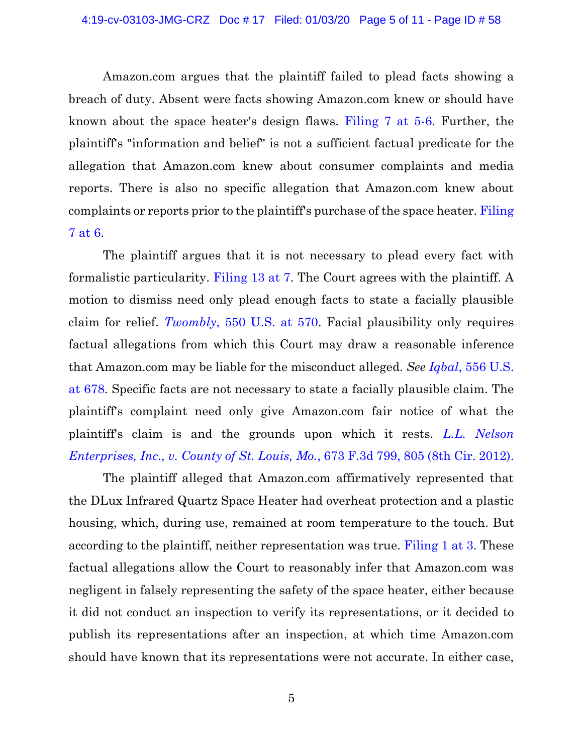Amazon.com argues that the plaintiff failed to plead facts showing a breach of duty. Absent were facts showing Amazon.com knew or should have known about the space heater's design flaws. Filing 7 at 5-6. Further, the plaintiff's "information and belief" is not a sufficient factual predicate for the allegation that Amazon.com knew about consumer complaints and media reports. There is also no specific allegation that Amazon.com knew about complaints or reports prior to the plaintiff's purchase of the space heater. Filing 7 at 6.

The plaintiff argues that it is not necessary to plead every fact with formalistic particularity. Filing 13 at 7. The Court agrees with the plaintiff. A motion to dismiss need only plead enough facts to state a facially plausible claim for relief. *Twombly*, 550 U.S. at 570. Facial plausibility only requires factual allegations from which this Court may draw a reasonable inference that Amazon.com may be liable for the misconduct alleged. *See Iqbal*, 556 U.S. at 678. Specific facts are not necessary to state a facially plausible claim. The plaintiff's complaint need only give Amazon.com fair notice of what the plaintiff's claim is and the grounds upon which it rests. *L.L. Nelson Enterprises, Inc., v. County of St. Louis, Mo.*, 673 F.3d 799, 805 (8th Cir. 2012).

The plaintiff alleged that Amazon.com affirmatively represented that the DLux Infrared Quartz Space Heater had overheat protection and a plastic housing, which, during use, remained at room temperature to the touch. But according to the plaintiff, neither representation was true. Filing 1 at 3. These factual allegations allow the Court to reasonably infer that Amazon.com was negligent in falsely representing the safety of the space heater, either because it did not conduct an inspection to verify its representations, or it decided to publish its representations after an inspection, at which time Amazon.com should have known that its representations were not accurate. In either case,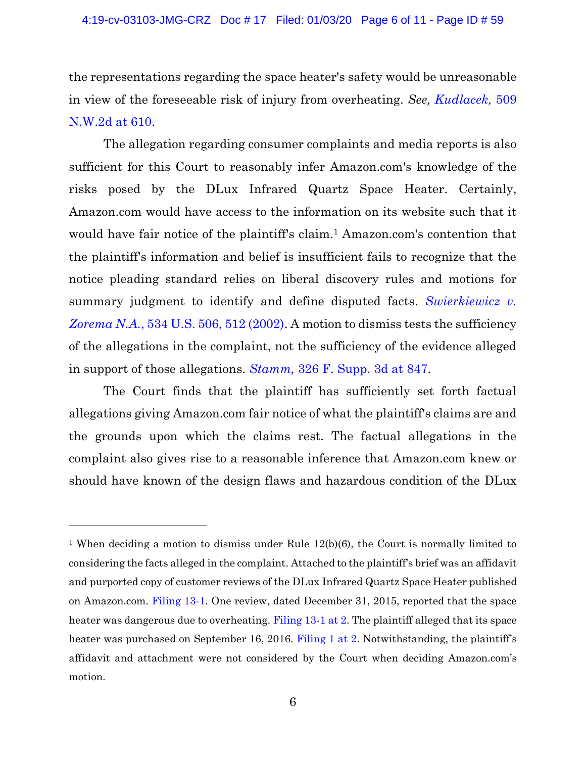the representations regarding the space heater's safety would be unreasonable in view of the foreseeable risk of injury from overheating. *See, Kudlacek,* 509 N.W.2d at 610.

The allegation regarding consumer complaints and media reports is also sufficient for this Court to reasonably infer Amazon.com's knowledge of the risks posed by the DLux Infrared Quartz Space Heater. Certainly, Amazon.com would have access to the information on its website such that it would have fair notice of the plaintiff's claim.[1] Amazon.com's contention that the plaintiff's information and belief is insufficient fails to recognize that the notice pleading standard relies on liberal discovery rules and motions for summary judgment to identify and define disputed facts. *Swierkiewicz v. Zorema N.A.*, 534 U.S. 506, 512 (2002). A motion to dismiss tests the sufficiency of the allegations in the complaint, not the sufficiency of the evidence alleged in support of those allegations. *Stamm,* 326 F. Supp. 3d at 847.

The Court finds that the plaintiff has sufficiently set forth factual allegations giving Amazon.com fair notice of what the plaintiff's claims are and the grounds upon which the claims rest. The factual allegations in the complaint also gives rise to a reasonable inference that Amazon.com knew or should have known of the design flaws and hazardous condition of the DLux

---

[1] When deciding a motion to dismiss under Rule 12(b)(6), the Court is normally limited to considering the facts alleged in the complaint. Attached to the plaintiff's brief was an affidavit and purported copy of customer reviews of the DLux Infrared Quartz Space Heater published on Amazon.com. Filing 13-1. One review, dated December 31, 2015, reported that the space heater was dangerous due to overheating. Filing 13-1 at 2. The plaintiff alleged that its space heater was purchased on September 16, 2016. Filing 1 at 2. Notwithstanding, the plaintiff's affidavit and attachment were not considered by the Court when deciding Amazon.com's motion.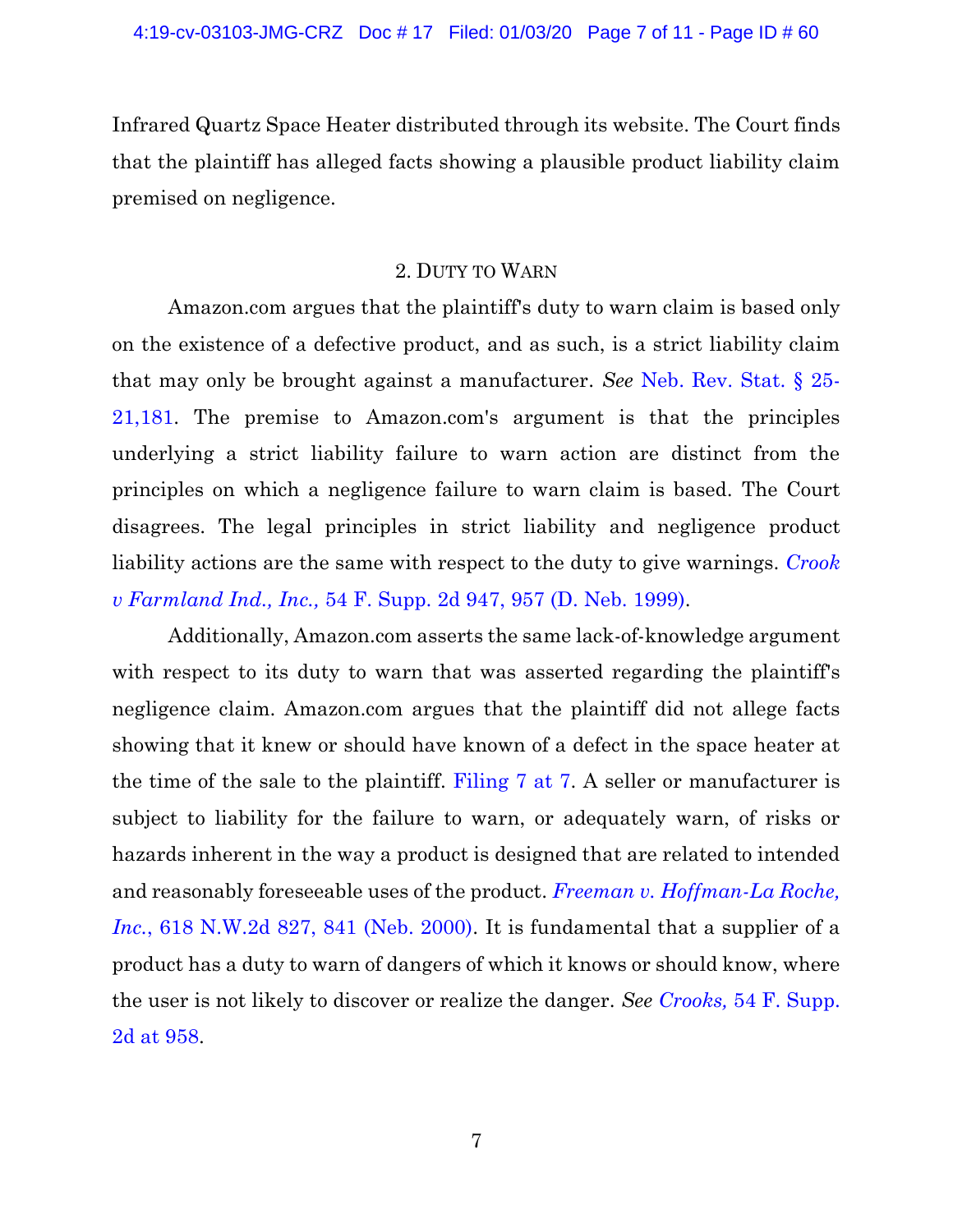Infrared Quartz Space Heater distributed through its website. The Court finds that the plaintiff has alleged facts showing a plausible product liability claim premised on negligence.

### 2. DUTY TO WARN

Amazon.com argues that the plaintiff's duty to warn claim is based only on the existence of a defective product, and as such, is a strict liability claim that may only be brought against a manufacturer. *See* Neb. Rev. Stat. § 25-21,181. The premise to Amazon.com's argument is that the principles underlying a strict liability failure to warn action are distinct from the principles on which a negligence failure to warn claim is based. The Court disagrees. The legal principles in strict liability and negligence product liability actions are the same with respect to the duty to give warnings. *Crook v Farmland Ind., Inc.,* 54 F. Supp. 2d 947, 957 (D. Neb. 1999).

Additionally, Amazon.com asserts the same lack-of-knowledge argument with respect to its duty to warn that was asserted regarding the plaintiff's negligence claim. Amazon.com argues that the plaintiff did not allege facts showing that it knew or should have known of a defect in the space heater at the time of the sale to the plaintiff. Filing 7 at 7. A seller or manufacturer is subject to liability for the failure to warn, or adequately warn, of risks or hazards inherent in the way a product is designed that are related to intended and reasonably foreseeable uses of the product. *Freeman v. Hoffman-La Roche, Inc.*, 618 N.W.2d 827, 841 (Neb. 2000). It is fundamental that a supplier of a product has a duty to warn of dangers of which it knows or should know, where the user is not likely to discover or realize the danger. *See Crooks,* 54 F. Supp. 2d at 958.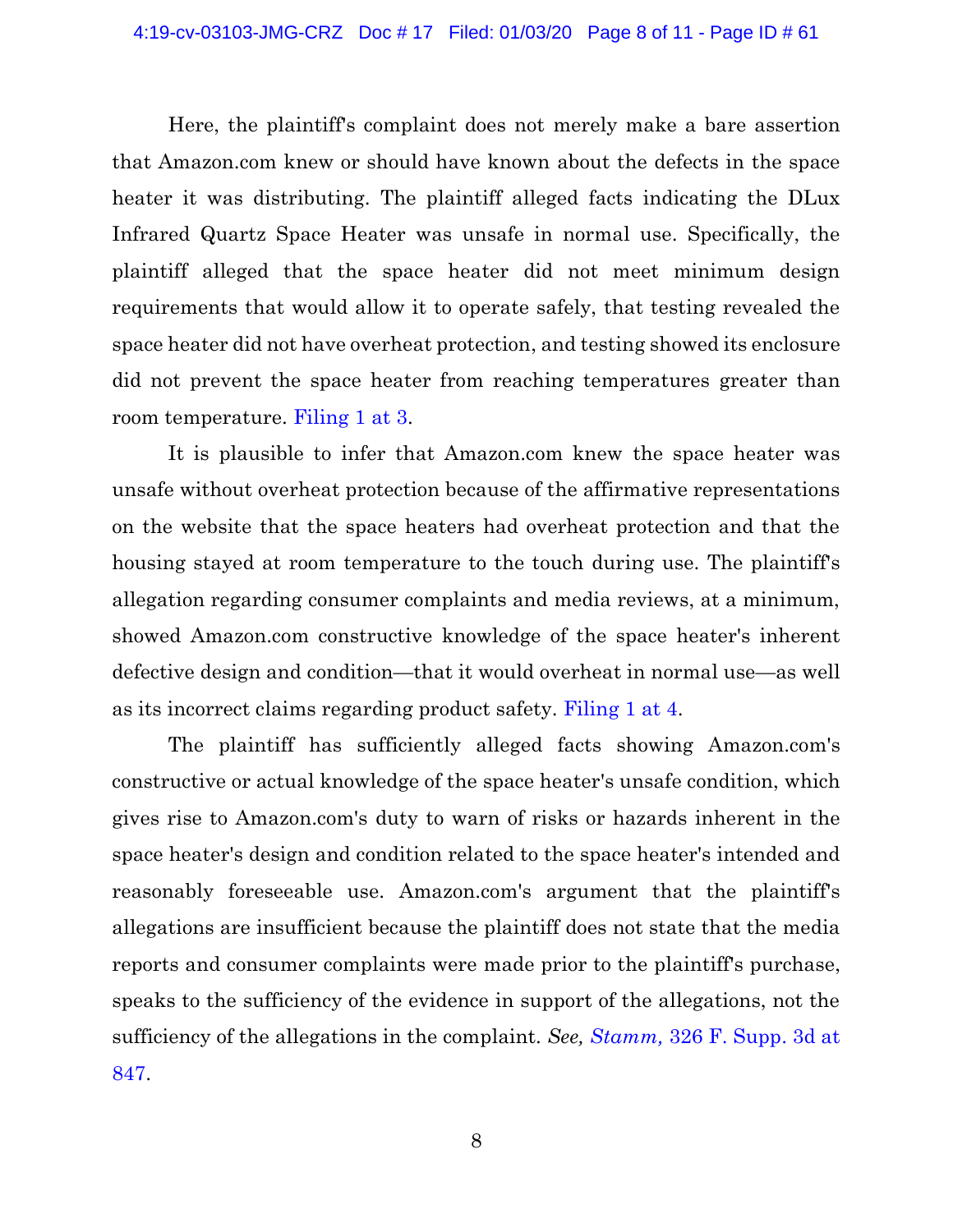Here, the plaintiff's complaint does not merely make a bare assertion that Amazon.com knew or should have known about the defects in the space heater it was distributing. The plaintiff alleged facts indicating the DLux Infrared Quartz Space Heater was unsafe in normal use. Specifically, the plaintiff alleged that the space heater did not meet minimum design requirements that would allow it to operate safely, that testing revealed the space heater did not have overheat protection, and testing showed its enclosure did not prevent the space heater from reaching temperatures greater than room temperature. Filing 1 at 3.

It is plausible to infer that Amazon.com knew the space heater was unsafe without overheat protection because of the affirmative representations on the website that the space heaters had overheat protection and that the housing stayed at room temperature to the touch during use. The plaintiff's allegation regarding consumer complaints and media reviews, at a minimum, showed Amazon.com constructive knowledge of the space heater's inherent defective design and condition—that it would overheat in normal use—as well as its incorrect claims regarding product safety. Filing 1 at 4.

The plaintiff has sufficiently alleged facts showing Amazon.com's constructive or actual knowledge of the space heater's unsafe condition, which gives rise to Amazon.com's duty to warn of risks or hazards inherent in the space heater's design and condition related to the space heater's intended and reasonably foreseeable use. Amazon.com's argument that the plaintiff's allegations are insufficient because the plaintiff does not state that the media reports and consumer complaints were made prior to the plaintiff's purchase, speaks to the sufficiency of the evidence in support of the allegations, not the sufficiency of the allegations in the complaint. *See, Stamm,* 326 F. Supp. 3d at 847.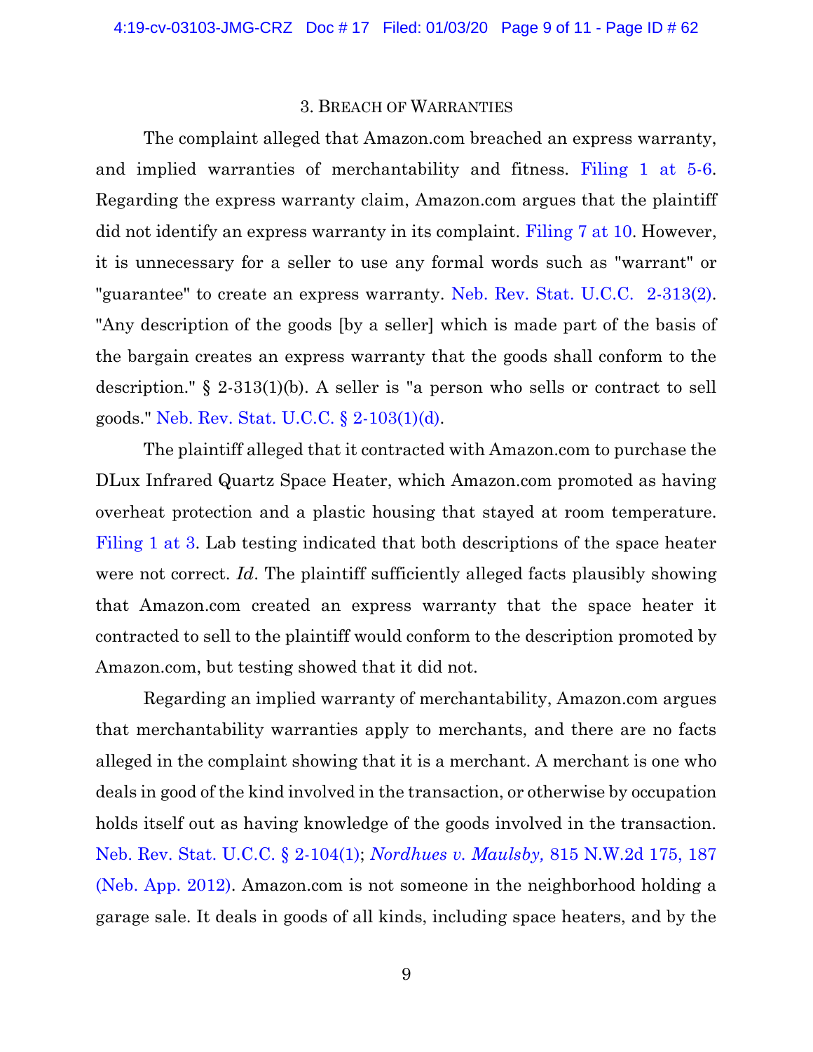### 3. BREACH OF WARRANTIES

The complaint alleged that Amazon.com breached an express warranty, and implied warranties of merchantability and fitness. Filing 1 at 5-6. Regarding the express warranty claim, Amazon.com argues that the plaintiff did not identify an express warranty in its complaint. Filing 7 at 10. However, it is unnecessary for a seller to use any formal words such as "warrant" or "guarantee" to create an express warranty. Neb. Rev. Stat. U.C.C. 2-313(2). "Any description of the goods [by a seller] which is made part of the basis of the bargain creates an express warranty that the goods shall conform to the description." § 2-313(1)(b). A seller is "a person who sells or contract to sell goods." Neb. Rev. Stat. U.C.C. § 2-103(1)(d).

The plaintiff alleged that it contracted with Amazon.com to purchase the DLux Infrared Quartz Space Heater, which Amazon.com promoted as having overheat protection and a plastic housing that stayed at room temperature. Filing 1 at 3. Lab testing indicated that both descriptions of the space heater were not correct. *Id*. The plaintiff sufficiently alleged facts plausibly showing that Amazon.com created an express warranty that the space heater it contracted to sell to the plaintiff would conform to the description promoted by Amazon.com, but testing showed that it did not.

Regarding an implied warranty of merchantability, Amazon.com argues that merchantability warranties apply to merchants, and there are no facts alleged in the complaint showing that it is a merchant. A merchant is one who deals in good of the kind involved in the transaction, or otherwise by occupation holds itself out as having knowledge of the goods involved in the transaction. Neb. Rev. Stat. U.C.C. § 2-104(1); *Nordhues v. Maulsby,* 815 N.W.2d 175, 187 (Neb. App. 2012). Amazon.com is not someone in the neighborhood holding a garage sale. It deals in goods of all kinds, including space heaters, and by the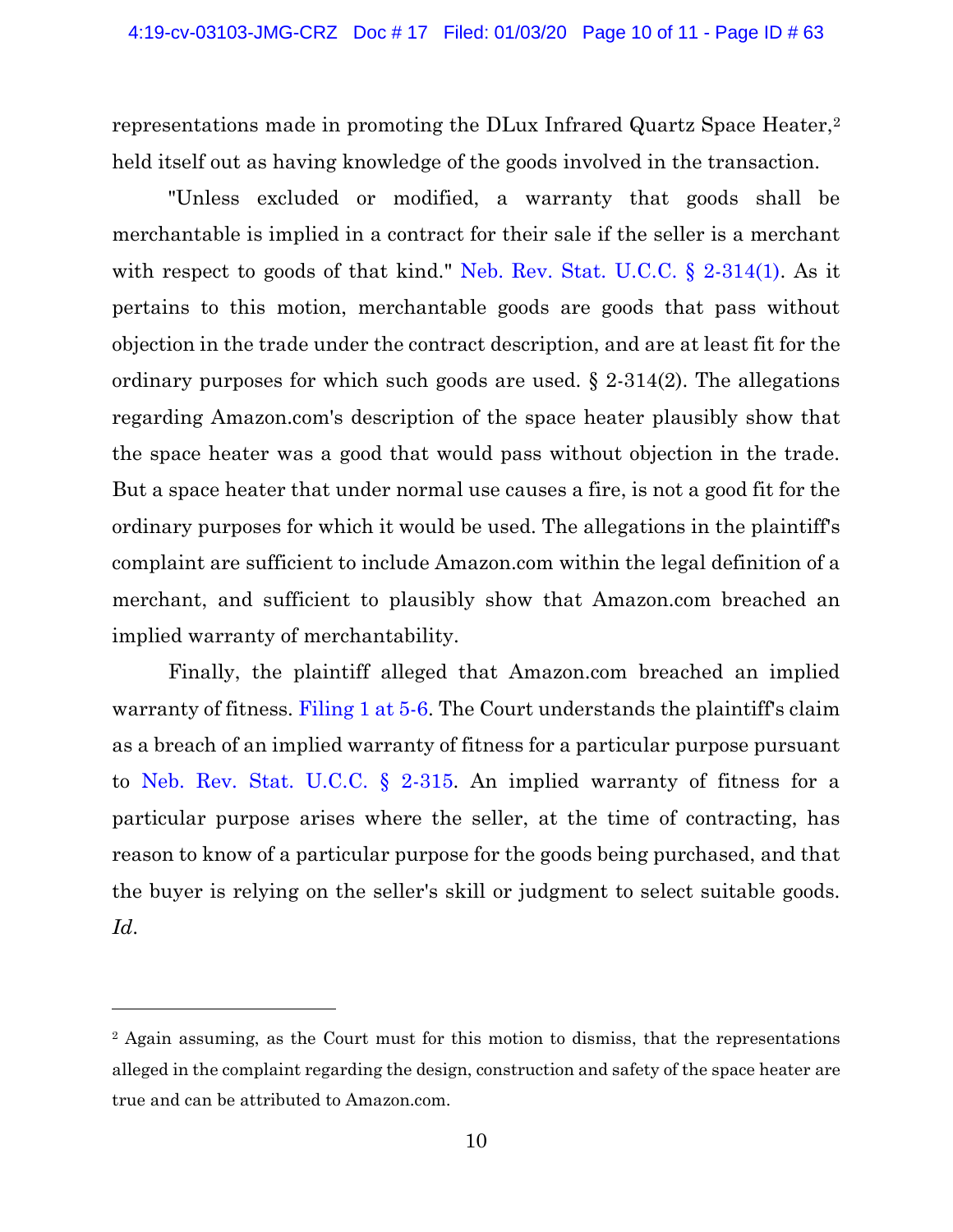representations made in promoting the DLux Infrared Quartz Space Heater,[2] held itself out as having knowledge of the goods involved in the transaction.

"Unless excluded or modified, a warranty that goods shall be merchantable is implied in a contract for their sale if the seller is a merchant with respect to goods of that kind." Neb. Rev. Stat. U.C.C. § 2-314(1). As it pertains to this motion, merchantable goods are goods that pass without objection in the trade under the contract description, and are at least fit for the ordinary purposes for which such goods are used. § 2-314(2). The allegations regarding Amazon.com's description of the space heater plausibly show that the space heater was a good that would pass without objection in the trade. But a space heater that under normal use causes a fire, is not a good fit for the ordinary purposes for which it would be used. The allegations in the plaintiff's complaint are sufficient to include Amazon.com within the legal definition of a merchant, and sufficient to plausibly show that Amazon.com breached an implied warranty of merchantability.

Finally, the plaintiff alleged that Amazon.com breached an implied warranty of fitness. Filing 1 at 5-6. The Court understands the plaintiff's claim as a breach of an implied warranty of fitness for a particular purpose pursuant to Neb. Rev. Stat. U.C.C. § 2-315. An implied warranty of fitness for a particular purpose arises where the seller, at the time of contracting, has reason to know of a particular purpose for the goods being purchased, and that the buyer is relying on the seller's skill or judgment to select suitable goods. *Id*.

---

[2] Again assuming, as the Court must for this motion to dismiss, that the representations alleged in the complaint regarding the design, construction and safety of the space heater are true and can be attributed to Amazon.com.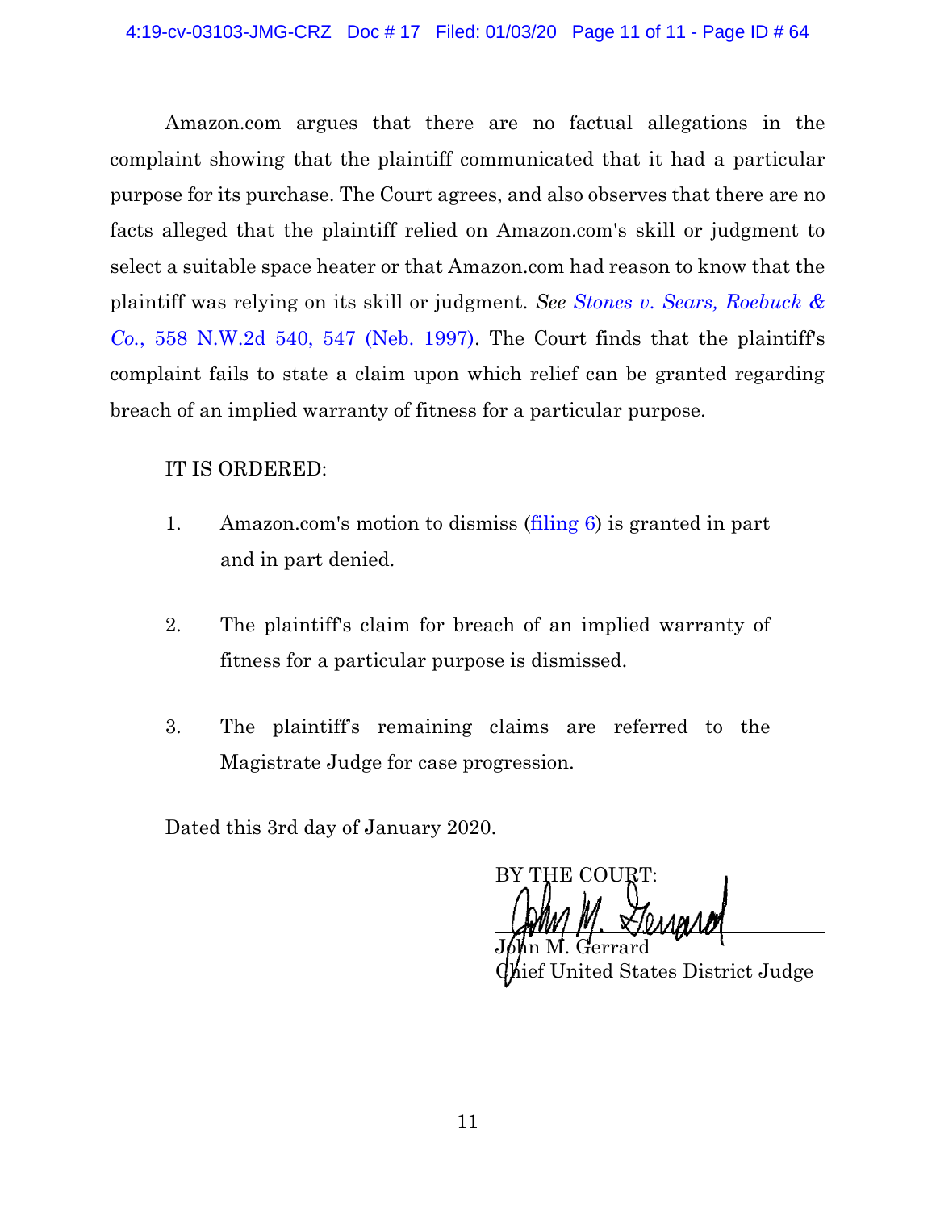Amazon.com argues that there are no factual allegations in the complaint showing that the plaintiff communicated that it had a particular purpose for its purchase. The Court agrees, and also observes that there are no facts alleged that the plaintiff relied on Amazon.com's skill or judgment to select a suitable space heater or that Amazon.com had reason to know that the plaintiff was relying on its skill or judgment. *See Stones v. Sears, Roebuck & Co.*, 558 N.W.2d 540, 547 (Neb. 1997). The Court finds that the plaintiff's complaint fails to state a claim upon which relief can be granted regarding breach of an implied warranty of fitness for a particular purpose.

IT IS ORDERED:

1. Amazon.com's motion to dismiss (filing 6) is granted in part and in part denied.

2. The plaintiff's claim for breach of an implied warranty of fitness for a particular purpose is dismissed.

3. The plaintiff's remaining claims are referred to the Magistrate Judge for case progression.

Dated this 3rd day of January 2020.

BY THE COURT:

John M. Gerrard
Chief United States District Judge